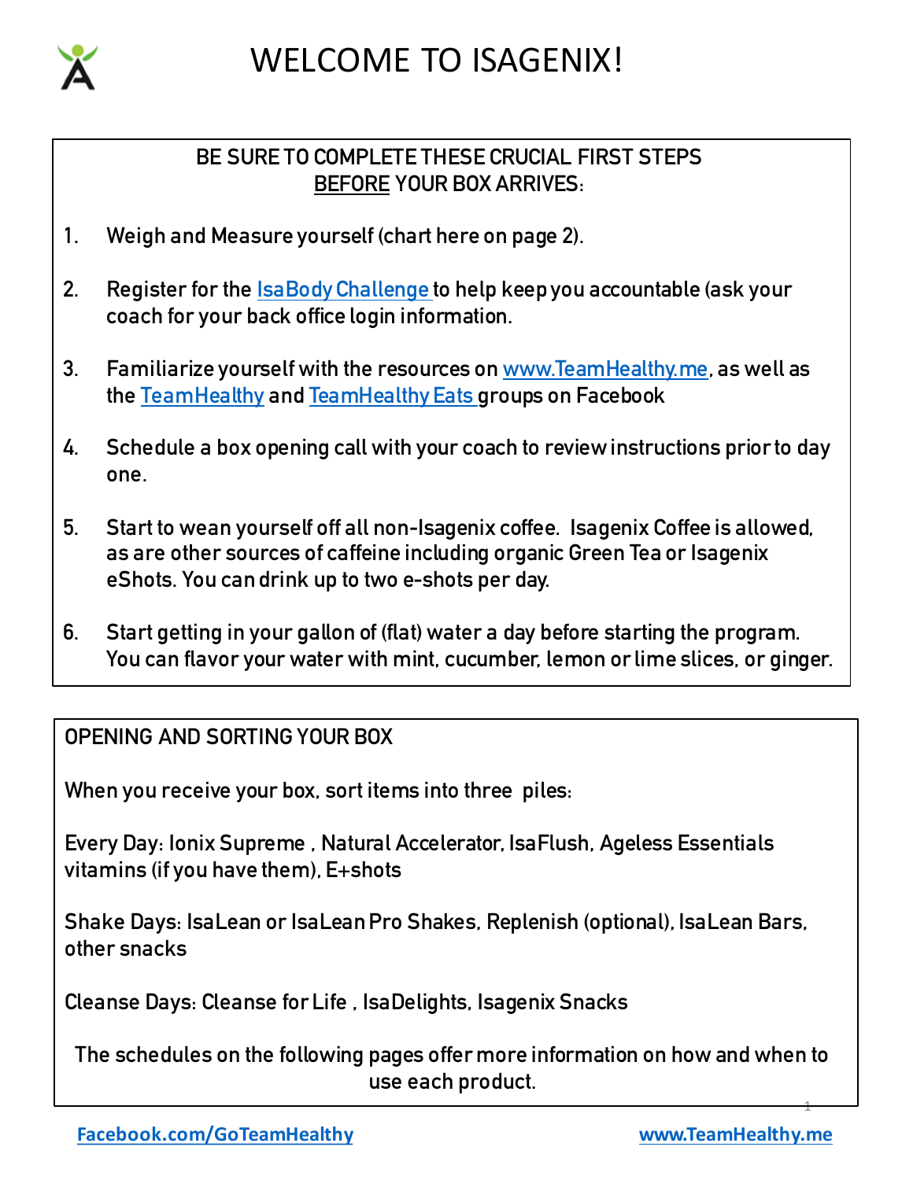# WELCOME TO ISAGENIX!

BE SURE TO COMPLETE THESE CRUCIAL FIRST STEPS
BEFORE YOUR BOX ARRIVES:

1. Weigh and Measure yourself (chart here on page 2).
2. Register for the IsaBody Challenge to help keep you accountable (ask your coach for your back office login information.
3. Familiarize yourself with the resources on www.TeamHealthy.me, as well as the TeamHealthy and TeamHealthy Eats groups on Facebook
4. Schedule a box opening call with your coach to review instructions prior to day one.
5. Start to wean yourself off all non-Isagenix coffee. Isagenix Coffee is allowed, as are other sources of caffeine including organic Green Tea or Isagenix eShots. You can drink up to two e-shots per day.
6. Start getting in your gallon of (flat) water a day before starting the program. You can flavor your water with mint, cucumber, lemon or lime slices, or ginger.

OPENING AND SORTING YOUR BOX

When you receive your box, sort items into three piles:

Every Day: Ionix Supreme , Natural Accelerator, IsaFlush, Ageless Essentials vitamins (if you have them), E+shots

Shake Days: IsaLean or IsaLean Pro Shakes, Replenish (optional), IsaLean Bars, other snacks

Cleanse Days: Cleanse for Life , IsaDelights, Isagenix Snacks

The schedules on the following pages offer more information on how and when to use each product.

Facebook.com/GoTeamHealthy www.TeamHealthy.me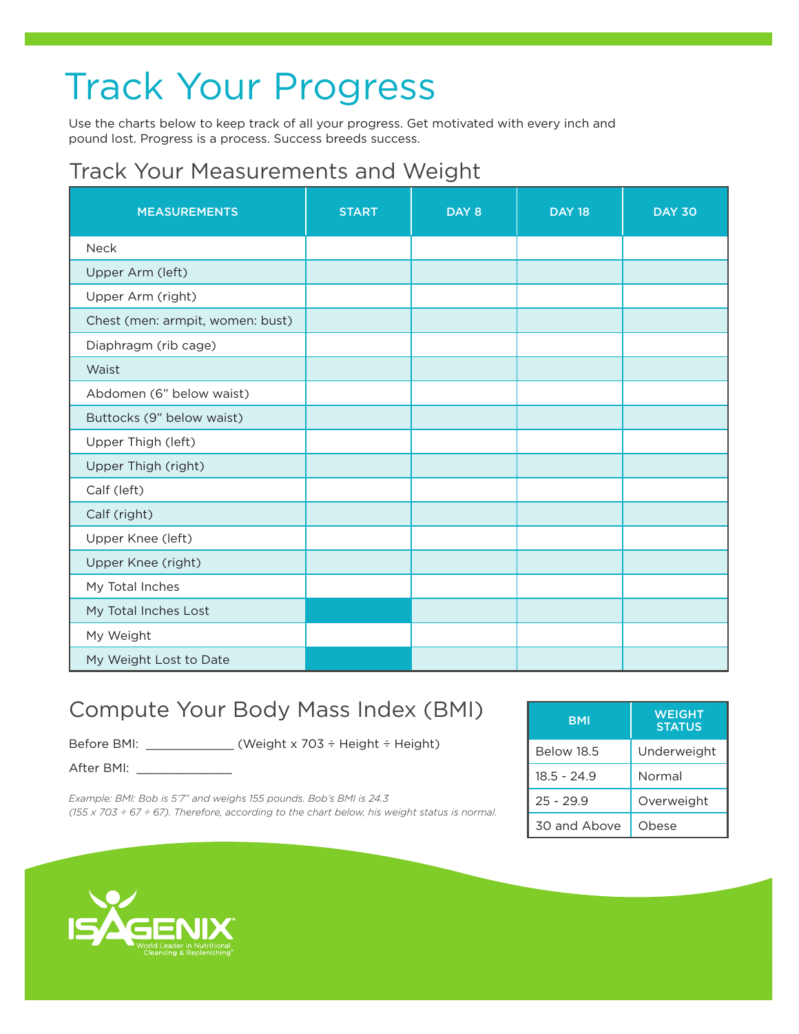# Track Your Progress

Use the charts below to keep track of all your progress. Get motivated with every inch and pound lost. Progress is a process. Success breeds success.

## Track Your Measurements and Weight

| MEASUREMENTS | START | DAY 8 | DAY 18 | DAY 30 |
|---|---|---|---|---|
| Neck | | | | |
| Upper Arm (left) | | | | |
| Upper Arm (right) | | | | |
| Chest (men: armpit, women: bust) | | | | |
| Diaphragm (rib cage) | | | | |
| Waist | | | | |
| Abdomen (6" below waist) | | | | |
| Buttocks (9" below waist) | | | | |
| Upper Thigh (left) | | | | |
| Upper Thigh (right) | | | | |
| Calf (left) | | | | |
| Calf (right) | | | | |
| Upper Knee (left) | | | | |
| Upper Knee (right) | | | | |
| My Total Inches | | | | |
| My Total Inches Lost | | | | |
| My Weight | | | | |
| My Weight Lost to Date | | | | |

## Compute Your Body Mass Index (BMI)

Before BMI: ____________ (Weight x 703 ÷ Height ÷ Height)

After BMI: _____________

*Example: BMI: Bob is 5'7" and weighs 155 pounds. Bob's BMI is 24.3 (155 x 703 ÷ 67 ÷ 67). Therefore, according to the chart below, his weight status is normal.*

| BMI | WEIGHT STATUS |
|---|---|
| Below 18.5 | Underweight |
| 18.5 - 24.9 | Normal |
| 25 - 29.9 | Overweight |
| 30 and Above | Obese |

ISAGENIX® World Leader in Nutritional Cleansing & Replenishing™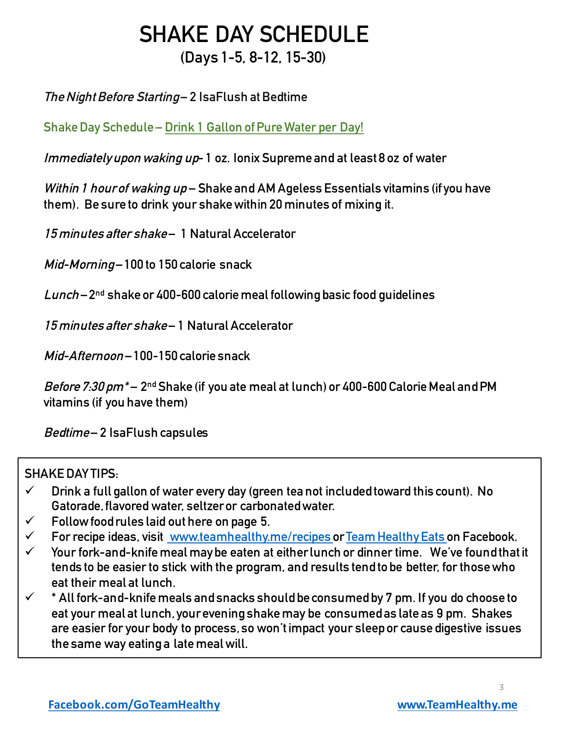# SHAKE DAY SCHEDULE

## (Days 1-5, 8-12, 15-30)

*The Night Before Starting* – 2 IsaFlush at Bedtime

Shake Day Schedule – Drink 1 Gallon of Pure Water per Day!

*Immediately upon waking up* - 1 oz. Ionix Supreme and at least 8 oz of water

*Within 1 hour of waking up* – Shake and AM Ageless Essentials vitamins (if you have them). Be sure to drink your shake within 20 minutes of mixing it.

*15 minutes after shake* – 1 Natural Accelerator

*Mid-Morning* – 100 to 150 calorie snack

*Lunch* – 2nd shake or 400-600 calorie meal following basic food guidelines

*15 minutes after shake* – 1 Natural Accelerator

*Mid-Afternoon* – 100-150 calorie snack

*Before 7:30 pm\** – 2nd Shake (if you ate meal at lunch) or 400-600 Calorie Meal and PM vitamins (if you have them)

*Bedtime* – 2 IsaFlush capsules

SHAKE DAY TIPS:

- ✓ Drink a full gallon of water every day (green tea not included toward this count). No Gatorade, flavored water, seltzer or carbonated water.
- ✓ Follow food rules laid out here on page 5.
- ✓ For recipe ideas, visit www.teamhealthy.me/recipes or Team Healthy Eats on Facebook.
- ✓ Your fork-and-knife meal may be eaten at either lunch or dinner time. We've found that it tends to be easier to stick with the program, and results tend to be better, for those who eat their meal at lunch.
- ✓ \* All fork-and-knife meals and snacks should be consumed by 7 pm. If you do choose to eat your meal at lunch, your evening shake may be consumed as late as 9 pm. Shakes are easier for your body to process, so won't impact your sleep or cause digestive issues the same way eating a late meal will.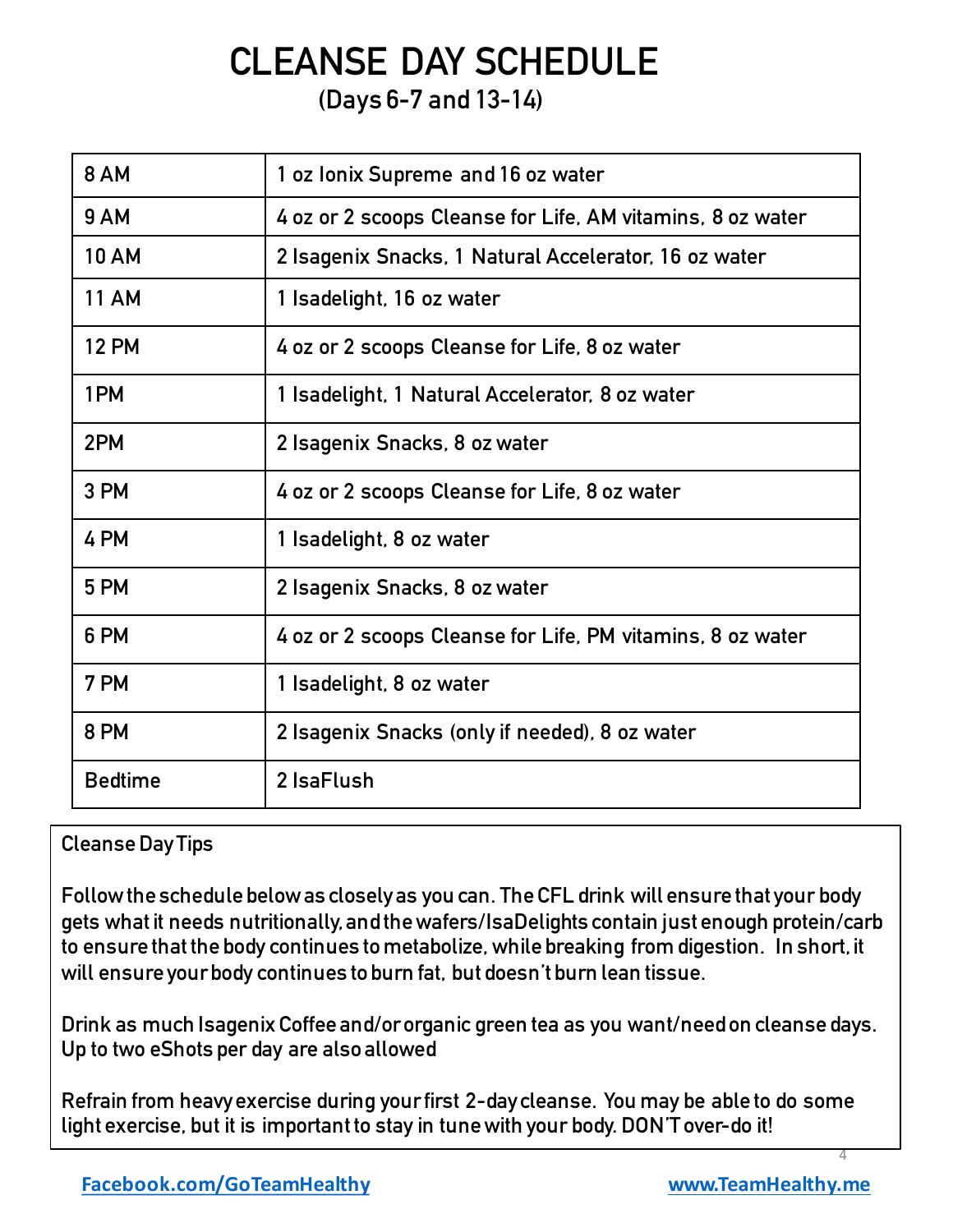# CLEANSE DAY SCHEDULE

## (Days 6-7 and 13-14)

| | |
|---|---|
| 8 AM | 1 oz Ionix Supreme and 16 oz water |
| 9 AM | 4 oz or 2 scoops Cleanse for Life, AM vitamins, 8 oz water |
| 10 AM | 2 Isagenix Snacks, 1 Natural Accelerator, 16 oz water |
| 11 AM | 1 Isadelight, 16 oz water |
| 12 PM | 4 oz or 2 scoops Cleanse for Life, 8 oz water |
| 1PM | 1 Isadelight, 1 Natural Accelerator, 8 oz water |
| 2PM | 2 Isagenix Snacks, 8 oz water |
| 3 PM | 4 oz or 2 scoops Cleanse for Life, 8 oz water |
| 4 PM | 1 Isadelight, 8 oz water |
| 5 PM | 2 Isagenix Snacks, 8 oz water |
| 6 PM | 4 oz or 2 scoops Cleanse for Life, PM vitamins, 8 oz water |
| 7 PM | 1 Isadelight, 8 oz water |
| 8 PM | 2 Isagenix Snacks (only if needed), 8 oz water |
| Bedtime | 2 IsaFlush |

Cleanse Day Tips

Follow the schedule below as closely as you can. The CFL drink will ensure that your body gets what it needs nutritionally, and the wafers/IsaDelights contain just enough protein/carb to ensure that the body continues to metabolize, while breaking from digestion. In short, it will ensure your body continues to burn fat, but doesn't burn lean tissue.

Drink as much Isagenix Coffee and/or organic green tea as you want/need on cleanse days. Up to two eShots per day are also allowed

Refrain from heavy exercise during your first 2-day cleanse. You may be able to do some light exercise, but it is important to stay in tune with your body. DON'T over-do it!

Facebook.com/GoTeamHealthy www.TeamHealthy.me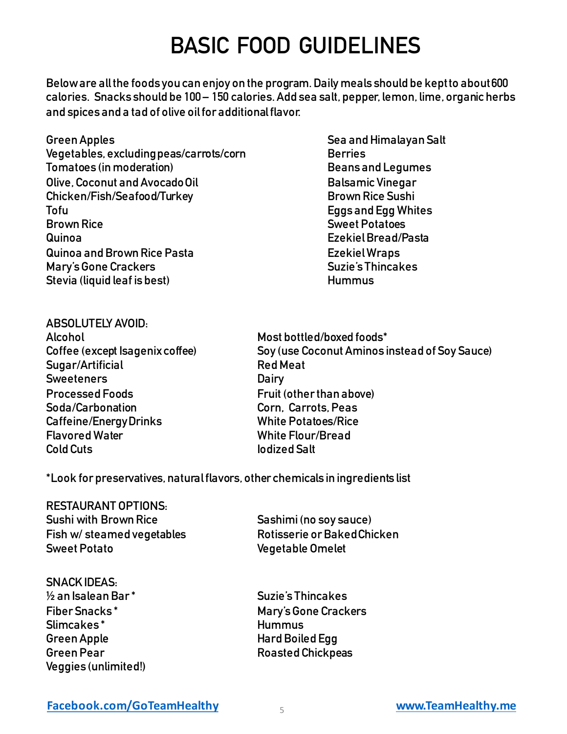# BASIC FOOD GUIDELINES

Below are all the foods you can enjoy on the program. Daily meals should be kept to about 600 calories. Snacks should be 100 – 150 calories. Add sea salt, pepper, lemon, lime, organic herbs and spices and a tad of olive oil for additional flavor.

- Green Apples
- Vegetables, excluding peas/carrots/corn
- Tomatoes (in moderation)
- Olive, Coconut and Avocado Oil
- Chicken/Fish/Seafood/Turkey
- Tofu
- Brown Rice
- Quinoa
- Quinoa and Brown Rice Pasta
- Mary's Gone Crackers
- Stevia (liquid leaf is best)
- Sea and Himalayan Salt
- Berries
- Beans and Legumes
- Balsamic Vinegar
- Brown Rice Sushi
- Eggs and Egg Whites
- Sweet Potatoes
- Ezekiel Bread/Pasta
- Ezekiel Wraps
- Suzie's Thincakes
- Hummus

ABSOLUTELY AVOID:

- Alcohol
- Coffee (except Isagenix coffee)
- Sugar/Artificial
- Sweeteners
- Processed Foods
- Soda/Carbonation
- Caffeine/Energy Drinks
- Flavored Water
- Cold Cuts
- Most bottled/boxed foods*
- Soy (use Coconut Aminos instead of Soy Sauce)
- Red Meat
- Dairy
- Fruit (other than above)
- Corn, Carrots, Peas
- White Potatoes/Rice
- White Flour/Bread
- Iodized Salt

*Look for preservatives, natural flavors, other chemicals in ingredients list

RESTAURANT OPTIONS:

- Sushi with Brown Rice
- Fish w/ steamed vegetables
- Sweet Potato
- Sashimi (no soy sauce)
- Rotisserie or Baked Chicken
- Vegetable Omelet

SNACK IDEAS:

- ½ an Isalean Bar*
- Fiber Snacks*
- Slimcakes*
- Green Apple
- Green Pear
- Veggies (unlimited!)
- Suzie's Thincakes
- Mary's Gone Crackers
- Hummus
- Hard Boiled Egg
- Roasted Chickpeas

Facebook.com/GoTeamHealthy

www.TeamHealthy.me